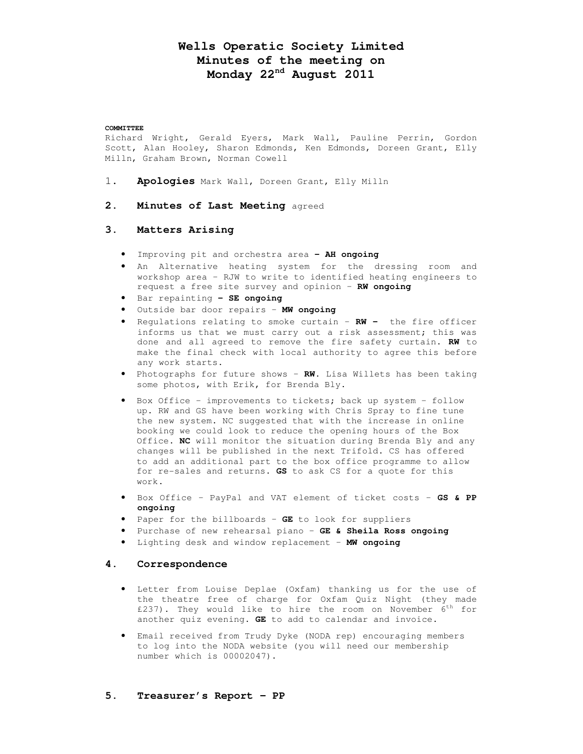# Wells Operatic Society Limited
# Minutes of the meeting on
# Monday 22nd August 2011

**COMMITTEE**

Richard Wright, Gerald Eyers, Mark Wall, Pauline Perrin, Gordon Scott, Alan Hooley, Sharon Edmonds, Ken Edmonds, Doreen Grant, Elly Milln, Graham Brown, Norman Cowell

1. **Apologies** Mark Wall, Doreen Grant, Elly Milln

2. **Minutes of Last Meeting** agreed

3. **Matters Arising**

- Improving pit and orchestra area **– AH ongoing**
- An Alternative heating system for the dressing room and workshop area – RJW to write to identified heating engineers to request a free site survey and opinion – **RW ongoing**
- Bar repainting **– SE ongoing**
- Outside bar door repairs – **MW ongoing**
- Regulations relating to smoke curtain – **RW –** the fire officer informs us that we must carry out a risk assessment; this was done and all agreed to remove the fire safety curtain. **RW** to make the final check with local authority to agree this before any work starts.
- Photographs for future shows – **RW.** Lisa Willets has been taking some photos, with Erik, for Brenda Bly.
- Box Office – improvements to tickets; back up system – follow up. RW and GS have been working with Chris Spray to fine tune the new system. NC suggested that with the increase in online booking we could look to reduce the opening hours of the Box Office. **NC** will monitor the situation during Brenda Bly and any changes will be published in the next Trifold. CS has offered to add an additional part to the box office programme to allow for re-sales and returns. **GS** to ask CS for a quote for this work.
- Box Office – PayPal and VAT element of ticket costs – **GS & PP ongoing**
- Paper for the billboards – **GE** to look for suppliers
- Purchase of new rehearsal piano – **GE & Sheila Ross ongoing**
- Lighting desk and window replacement – **MW ongoing**

4. **Correspondence**

- Letter from Louise Deplae (Oxfam) thanking us for the use of the theatre free of charge for Oxfam Quiz Night (they made £237). They would like to hire the room on November 6th for another quiz evening. **GE** to add to calendar and invoice.
- Email received from Trudy Dyke (NODA rep) encouraging members to log into the NODA website (you will need our membership number which is 00002047).

5. **Treasurer's Report – PP**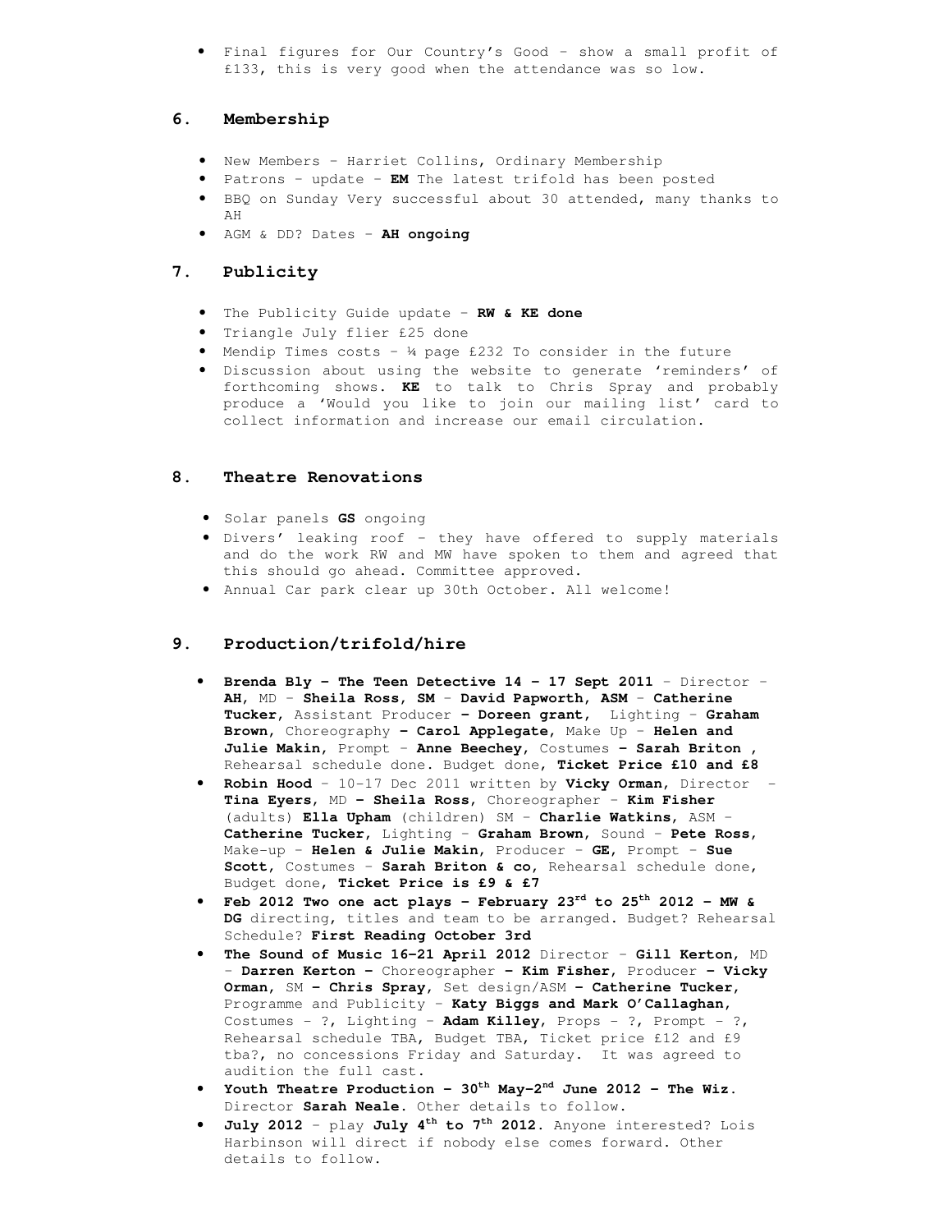- Final figures for Our Country's Good – show a small profit of £133, this is very good when the attendance was so low.

## 6. Membership

- New Members – Harriet Collins, Ordinary Membership
- Patrons – update – **EM** The latest trifold has been posted
- BBQ on Sunday Very successful about 30 attended, many thanks to AH
- AGM & DD? Dates – **AH ongoing**

## 7. Publicity

- The Publicity Guide update – **RW & KE done**
- Triangle July flier £25 done
- Mendip Times costs – ¼ page £232 To consider in the future
- Discussion about using the website to generate 'reminders' of forthcoming shows. **KE** to talk to Chris Spray and probably produce a 'Would you like to join our mailing list' card to collect information and increase our email circulation.

## 8. Theatre Renovations

- Solar panels **GS** ongoing
- Divers' leaking roof – they have offered to supply materials and do the work RW and MW have spoken to them and agreed that this should go ahead. Committee approved.
- Annual Car park clear up 30th October. All welcome!

## 9. Production/trifold/hire

- **Brenda Bly – The Teen Detective 14 – 17 Sept 2011** – Director – **AH**, MD – **Sheila Ross**, **SM – David Papworth**, **ASM** – **Catherine Tucker**, Assistant Producer **– Doreen grant**, Lighting – **Graham Brown**, Choreography **– Carol Applegate**, Make Up – **Helen and Julie Makin**, Prompt – **Anne Beechey**, Costumes **– Sarah Briton ,** Rehearsal schedule done. Budget done, **Ticket Price £10 and £8**
- **Robin Hood** – 10-17 Dec 2011 written by **Vicky Orman**, Director – **Tina Eyers**, MD **– Sheila Ross**, Choreographer – **Kim Fisher** (adults) **Ella Upham** (children) SM – **Charlie Watkins**, ASM – **Catherine Tucker**, Lighting – **Graham Brown**, Sound – **Pete Ross**, Make-up – **Helen & Julie Makin**, Producer – **GE**, Prompt – **Sue Scott**, Costumes – **Sarah Briton & co**, Rehearsal schedule done, Budget done, **Ticket Price is £9 & £7**
- **Feb 2012 Two one act plays – February 23rd to 25th 2012 – MW & DG** directing, titles and team to be arranged. Budget? Rehearsal Schedule? **First Reading October 3rd**
- **The Sound of Music 16-21 April 2012** Director – **Gill Kerton**, MD – **Darren Kerton –** Choreographer **– Kim Fisher**, Producer **– Vicky Orman**, SM **– Chris Spray**, Set design/ASM **– Catherine Tucker**, Programme and Publicity – **Katy Biggs and Mark O'Callaghan**, Costumes – ?, Lighting – **Adam Killey**, Props – ?, Prompt – ?, Rehearsal schedule TBA, Budget TBA, Ticket price £12 and £9 tba?, no concessions Friday and Saturday. It was agreed to audition the full cast.
- **Youth Theatre Production – 30th May-2nd June 2012 – The Wiz.** Director **Sarah Neale.** Other details to follow.
- **July 2012** – play **July 4th to 7th 2012.** Anyone interested? Lois Harbinson will direct if nobody else comes forward. Other details to follow.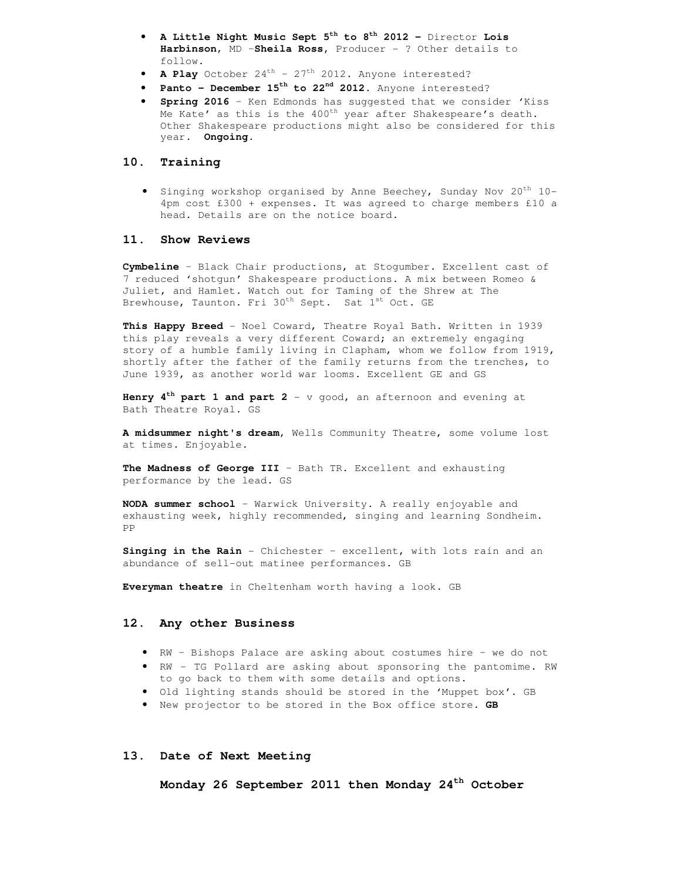- **A Little Night Music Sept 5th to 8th 2012 –** Director **Lois Harbinson**, MD –**Sheila Ross**, Producer – ? Other details to follow.
- **A Play** October 24th – 27th 2012. Anyone interested?
- **Panto – December 15th to 22nd 2012.** Anyone interested?
- **Spring 2016** – Ken Edmonds has suggested that we consider 'Kiss Me Kate' as this is the 400th year after Shakespeare's death. Other Shakespeare productions might also be considered for this year. **Ongoing.**

## 10. Training

- Singing workshop organised by Anne Beechey, Sunday Nov 20th 10-4pm cost £300 + expenses. It was agreed to charge members £10 a head. Details are on the notice board.

## 11. Show Reviews

**Cymbeline** – Black Chair productions, at Stogumber. Excellent cast of 7 reduced 'shotgun' Shakespeare productions. A mix between Romeo & Juliet, and Hamlet. Watch out for Taming of the Shrew at The Brewhouse, Taunton. Fri 30th Sept. Sat 1st Oct. GE

**This Happy Breed** – Noel Coward, Theatre Royal Bath. Written in 1939 this play reveals a very different Coward; an extremely engaging story of a humble family living in Clapham, whom we follow from 1919, shortly after the father of the family returns from the trenches, to June 1939, as another world war looms. Excellent GE and GS

**Henry 4th part 1 and part 2** – v good, an afternoon and evening at Bath Theatre Royal. GS

**A midsummer night's dream**, Wells Community Theatre, some volume lost at times. Enjoyable.

**The Madness of George III** – Bath TR. Excellent and exhausting performance by the lead. GS

**NODA summer school** – Warwick University. A really enjoyable and exhausting week, highly recommended, singing and learning Sondheim. PP

**Singing in the Rain** – Chichester – excellent, with lots rain and an abundance of sell-out matinee performances. GB

**Everyman theatre** in Cheltenham worth having a look. GB

## 12. Any other Business

- RW – Bishops Palace are asking about costumes hire – we do not
- RW – TG Pollard are asking about sponsoring the pantomime. RW to go back to them with some details and options.
- Old lighting stands should be stored in the 'Muppet box'. GB
- New projector to be stored in the Box office store. **GB**

## 13. Date of Next Meeting

**Monday 26 September 2011 then Monday 24th October**